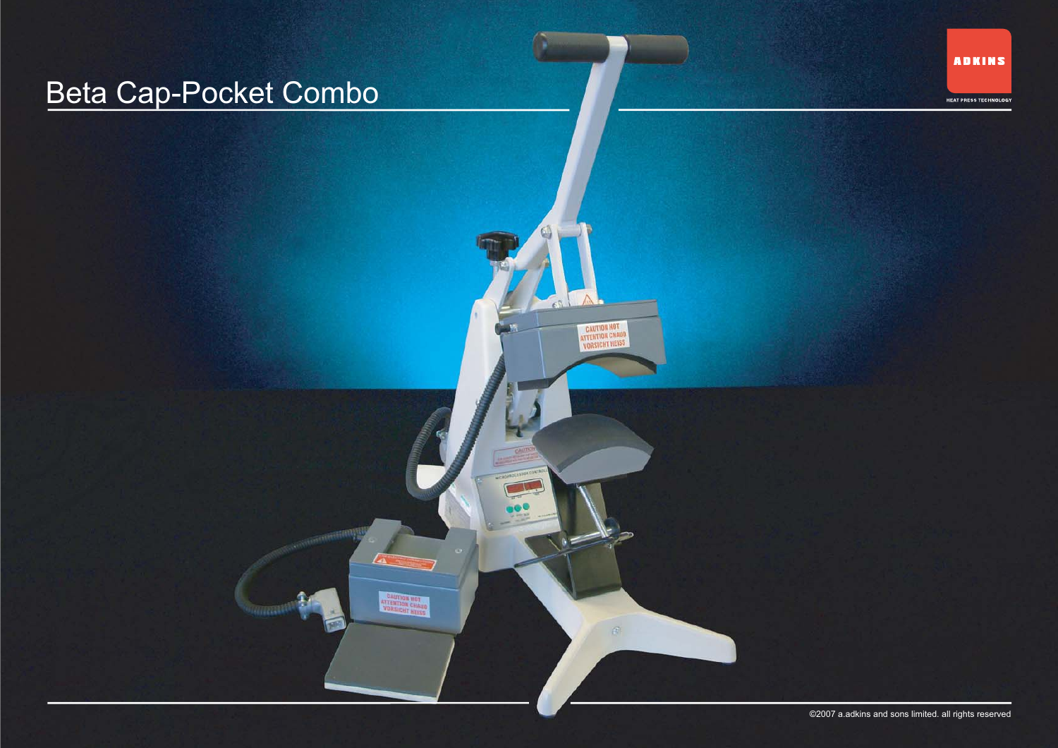# Beta Cap-Pocket Combo

ADKINS

HEAT PRESS TECHNOLOGY

©2007 a.adkins and sons limited. all rights reserved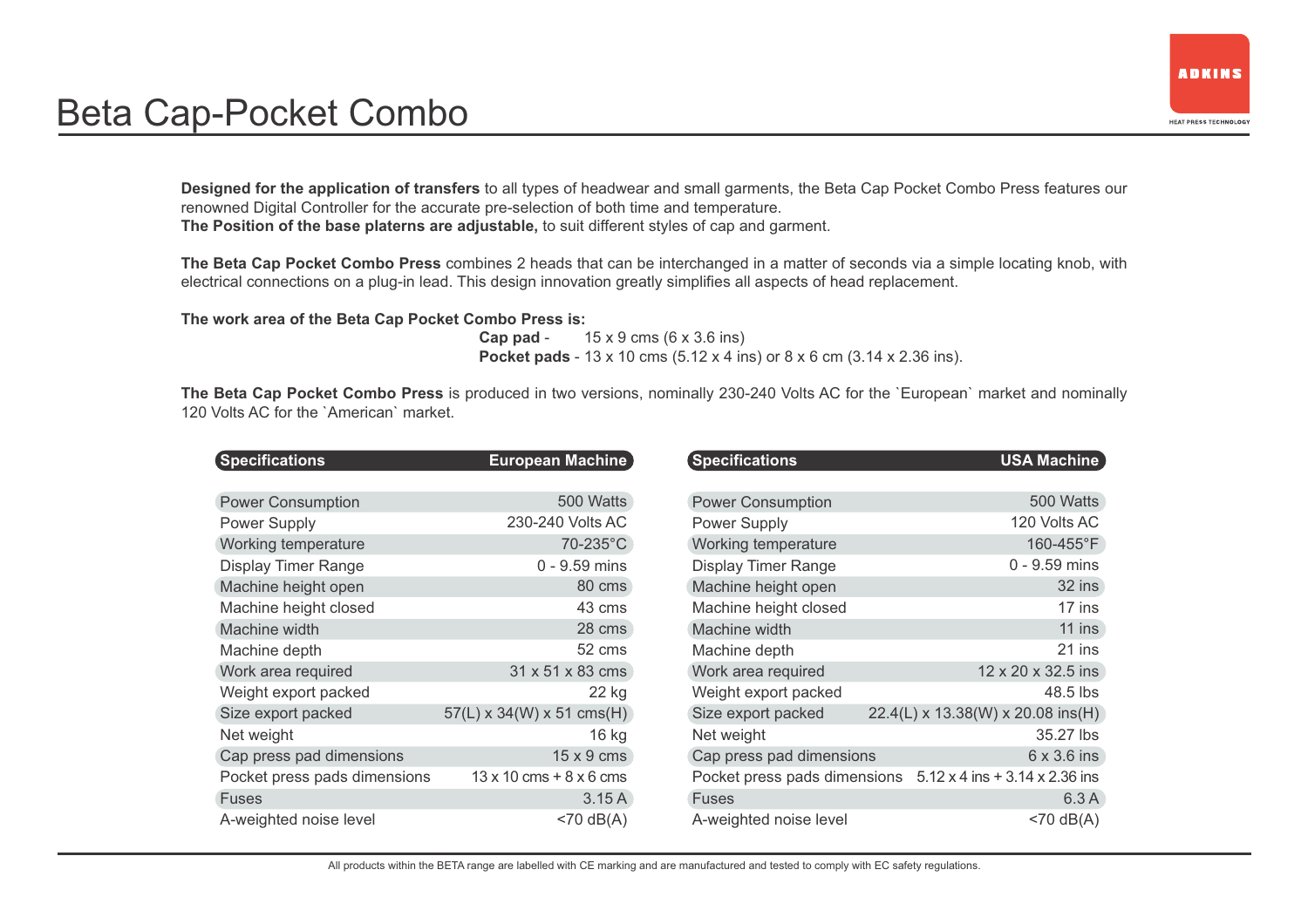# Beta Cap-Pocket Combo

**Designed for the application of transfers** to all types of headwear and small garments, the Beta Cap Pocket Combo Press features our renowned Digital Controller for the accurate pre-selection of both time and temperature.
**The Position of the base platerns are adjustable,** to suit different styles of cap and garment.

**The Beta Cap Pocket Combo Press** combines 2 heads that can be interchanged in a matter of seconds via a simple locating knob, with electrical connections on a plug-in lead. This design innovation greatly simplifies all aspects of head replacement.

**The work area of the Beta Cap Pocket Combo Press is:**

**Cap pad** - 15 x 9 cms (6 x 3.6 ins)
**Pocket pads** - 13 x 10 cms (5.12 x 4 ins) or 8 x 6 cm (3.14 x 2.36 ins).

**The Beta Cap Pocket Combo Press** is produced in two versions, nominally 230-240 Volts AC for the `European` market and nominally 120 Volts AC for the `American` market.

| Specifications | European Machine |
|---|---|
| Power Consumption | 500 Watts |
| Power Supply | 230-240 Volts AC |
| Working temperature | 70-235°C |
| Display Timer Range | 0 - 9.59 mins |
| Machine height open | 80 cms |
| Machine height closed | 43 cms |
| Machine width | 28 cms |
| Machine depth | 52 cms |
| Work area required | 31 x 51 x 83 cms |
| Weight export packed | 22 kg |
| Size export packed | 57(L) x 34(W) x 51 cms(H) |
| Net weight | 16 kg |
| Cap press pad dimensions | 15 x 9 cms |
| Pocket press pads dimensions | 13 x 10 cms + 8 x 6 cms |
| Fuses | 3.15 A |
| A-weighted noise level | <70 dB(A) |

| Specifications | USA Machine |
|---|---|
| Power Consumption | 500 Watts |
| Power Supply | 120 Volts AC |
| Working temperature | 160-455°F |
| Display Timer Range | 0 - 9.59 mins |
| Machine height open | 32 ins |
| Machine height closed | 17 ins |
| Machine width | 11 ins |
| Machine depth | 21 ins |
| Work area required | 12 x 20 x 32.5 ins |
| Weight export packed | 48.5 lbs |
| Size export packed | 22.4(L) x 13.38(W) x 20.08 ins(H) |
| Net weight | 35.27 lbs |
| Cap press pad dimensions | 6 x 3.6 ins |
| Pocket press pads dimensions | 5.12 x 4 ins + 3.14 x 2.36 ins |
| Fuses | 6.3 A |
| A-weighted noise level | <70 dB(A) |

All products within the BETA range are labelled with CE marking and are manufactured and tested to comply with EC safety regulations.